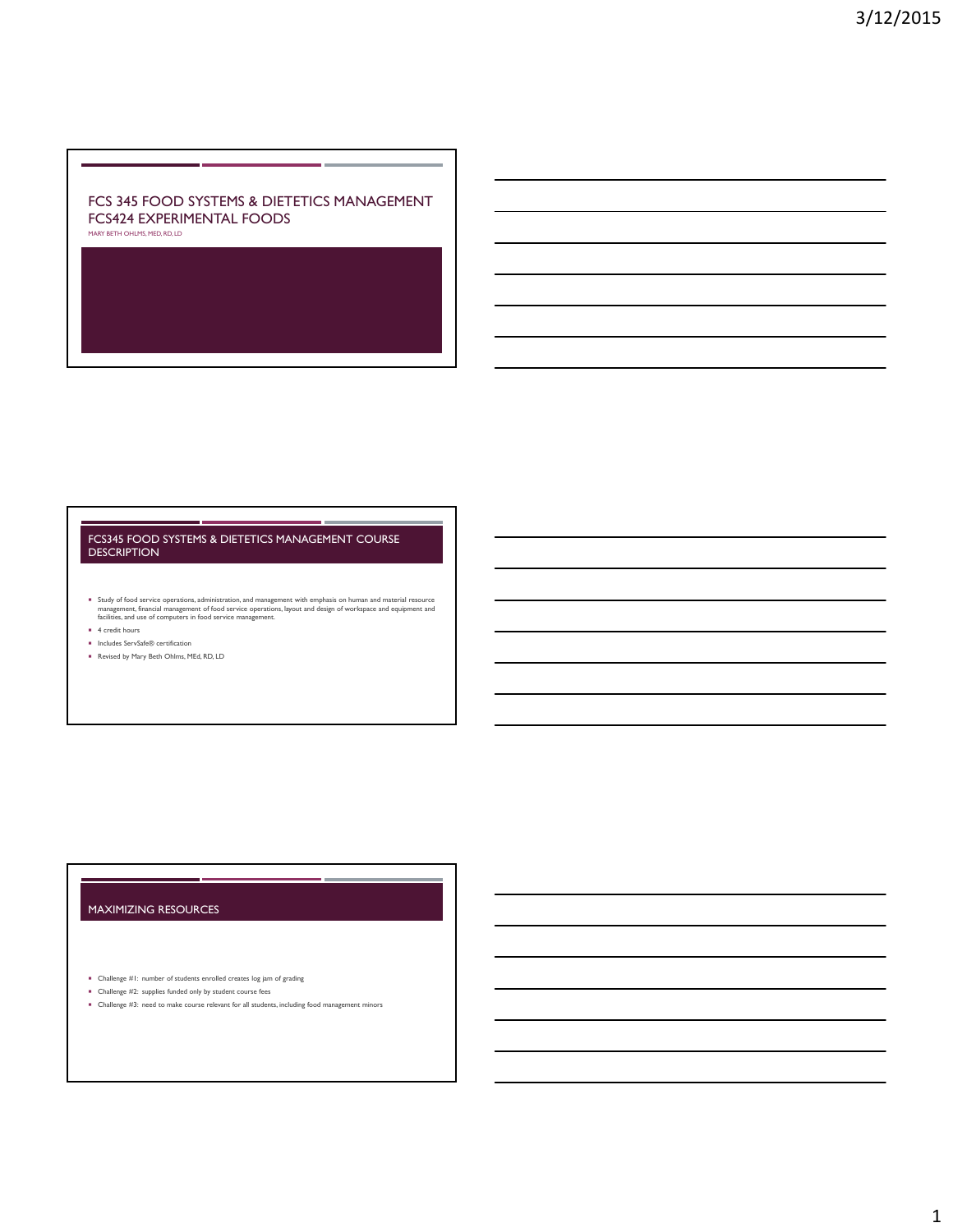# FCS 345 FOOD SYSTEMS & DIETETICS MANAGEMENT
# FCS424 EXPERIMENTAL FOODS

MARY BETH OHLMS, MED, RD, LD

## FCS345 FOOD SYSTEMS & DIETETICS MANAGEMENT COURSE DESCRIPTION

- Study of food service operations, administration, and management with emphasis on human and material resource management, financial management of food service operations, layout and design of workspace and equipment and facilities, and use of computers in food service management.
- 4 credit hours
- Includes ServSafe® certification
- Revised by Mary Beth Ohlms, MEd, RD, LD

## MAXIMIZING RESOURCES

- Challenge #1: number of students enrolled creates log jam of grading
- Challenge #2: supplies funded only by student course fees
- Challenge #3: need to make course relevant for all students, including food management minors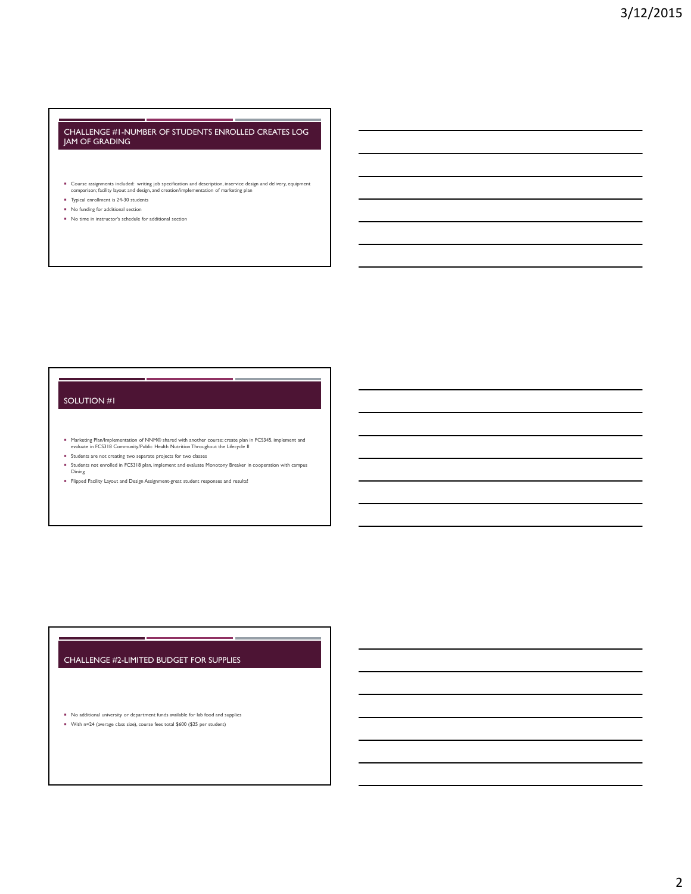## CHALLENGE #1-NUMBER OF STUDENTS ENROLLED CREATES LOG JAM OF GRADING

- Course assignments included: writing job specification and description, inservice design and delivery, equipment comparison; facility layout and design, and creation/implementation of marketing plan
- Typical enrollment is 24-30 students
- No funding for additional section
- No time in instructor's schedule for additional section

## SOLUTION #1

- Marketing Plan/Implementation of NNM® shared with another course; create plan in FCS345, implement and evaluate in FCS318 Community/Public Health Nutrition Throughout the Lifecycle II
- Students are not creating two separate projects for two classes
- Students not enrolled in FCS318 plan, implement and evaluate Monotony Breaker in cooperation with campus Dining
- Flipped Facility Layout and Design Assignment-great student responses and results!

## CHALLENGE #2-LIMITED BUDGET FOR SUPPLIES

- No additional university or department funds available for lab food and supplies
- With n=24 (average class size), course fees total $600 ($25 per student)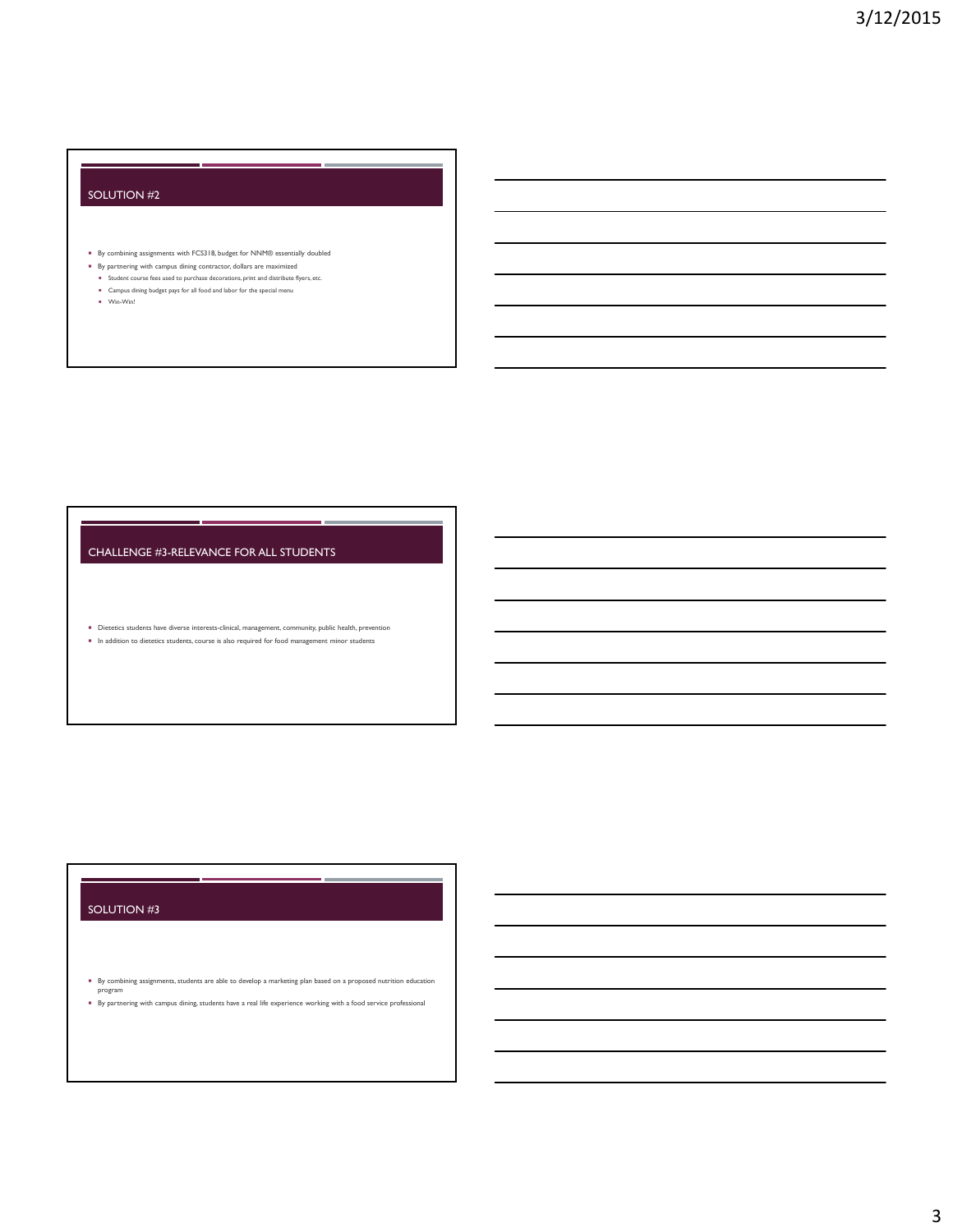## SOLUTION #2

- By combining assignments with FCS318, budget for NNM® essentially doubled
- By partnering with campus dining contractor, dollars are maximized
  - Student course fees used to purchase decorations, print and distribute flyers, etc.
  - Campus dining budget pays for all food and labor for the special menu
  - Win-Win!

## CHALLENGE #3-RELEVANCE FOR ALL STUDENTS

- Dietetics students have diverse interests-clinical, management, community, public health, prevention
- In addition to dietetics students, course is also required for food management minor students

## SOLUTION #3

- By combining assignments, students are able to develop a marketing plan based on a proposed nutrition education program
- By partnering with campus dining, students have a real life experience working with a food service professional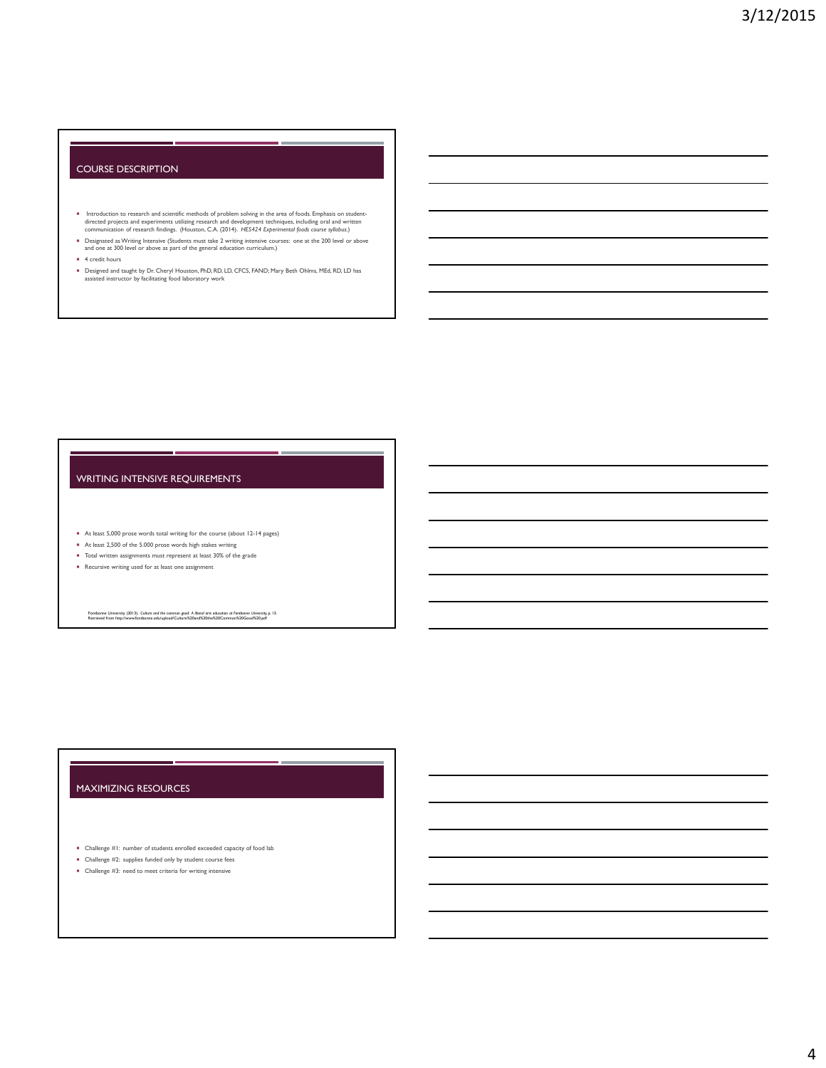## COURSE DESCRIPTION

- Introduction to research and scientific methods of problem solving in the area of foods. Emphasis on student-directed projects and experiments utilizing research and development techniques, including oral and written communication of research findings. (Houston, C.A. (2014). *HES424 Experimental foods course syllabus*.)
- Designated as Writing Intensive (Students must take 2 writing intensive courses: one at the 200 level or above and one at 300 level or above as part of the general education curriculum.)
- 4 credit hours
- Designed and taught by Dr. Cheryl Houston, PhD, RD, LD, CFCS, FAND; Mary Beth Ohlms, MEd, RD, LD has assisted instructor by facilitating food laboratory work

## WRITING INTENSIVE REQUIREMENTS

- At least 5,000 prose words total writing for the course (about 12-14 pages)
- At least 2,500 of the 5,000 prose words high stakes writing
- Total written assignments must represent at least 30% of the grade
- Recursive writing used for at least one assignment

Fontbonne University (2013). *Culture and the common good: A liberal arts education at Fontbonne University*, p. 13. Retrieved from http://www.fontbonne.edu/upload/Culture%20and%20the%20Common%20Good%20.pdf

## MAXIMIZING RESOURCES

- Challenge #1: number of students enrolled exceeded capacity of food lab
- Challenge #2: supplies funded only by student course fees
- Challenge #3: need to meet criteria for writing intensive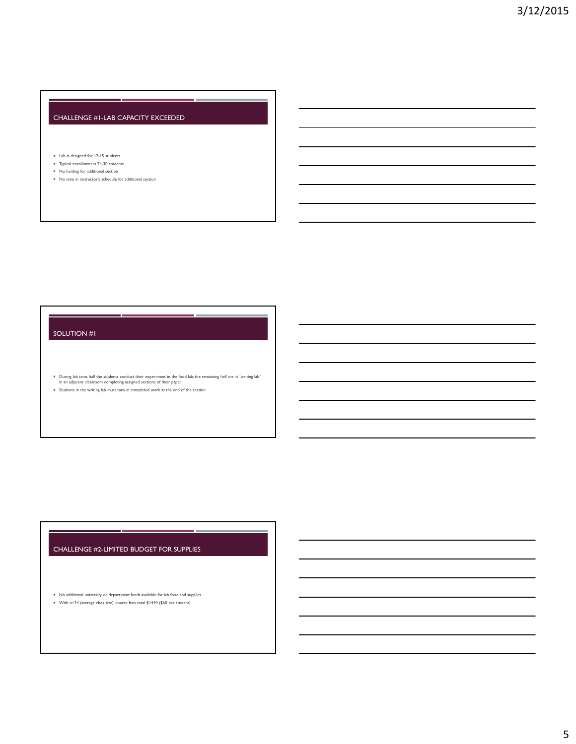## CHALLENGE #1-LAB CAPACITY EXCEEDED

- Lab is designed for 12-15 students
- Typical enrollment is 24-30 students
- No funding for additional section
- No time in instructor's schedule for additional section

## SOLUTION #1

- During lab time, half the students conduct their experiment in the food lab; the remaining half are in "writing lab" in an adjacent classroom completing assigned sections of their paper
- Students in the writing lab must turn in completed work at the end of the session

## CHALLENGE #2-LIMITED BUDGET FOR SUPPLIES

- No additional university or department funds available for lab food and supplies
- With n=24 (average class size), course fees total $1440 ($60 per student)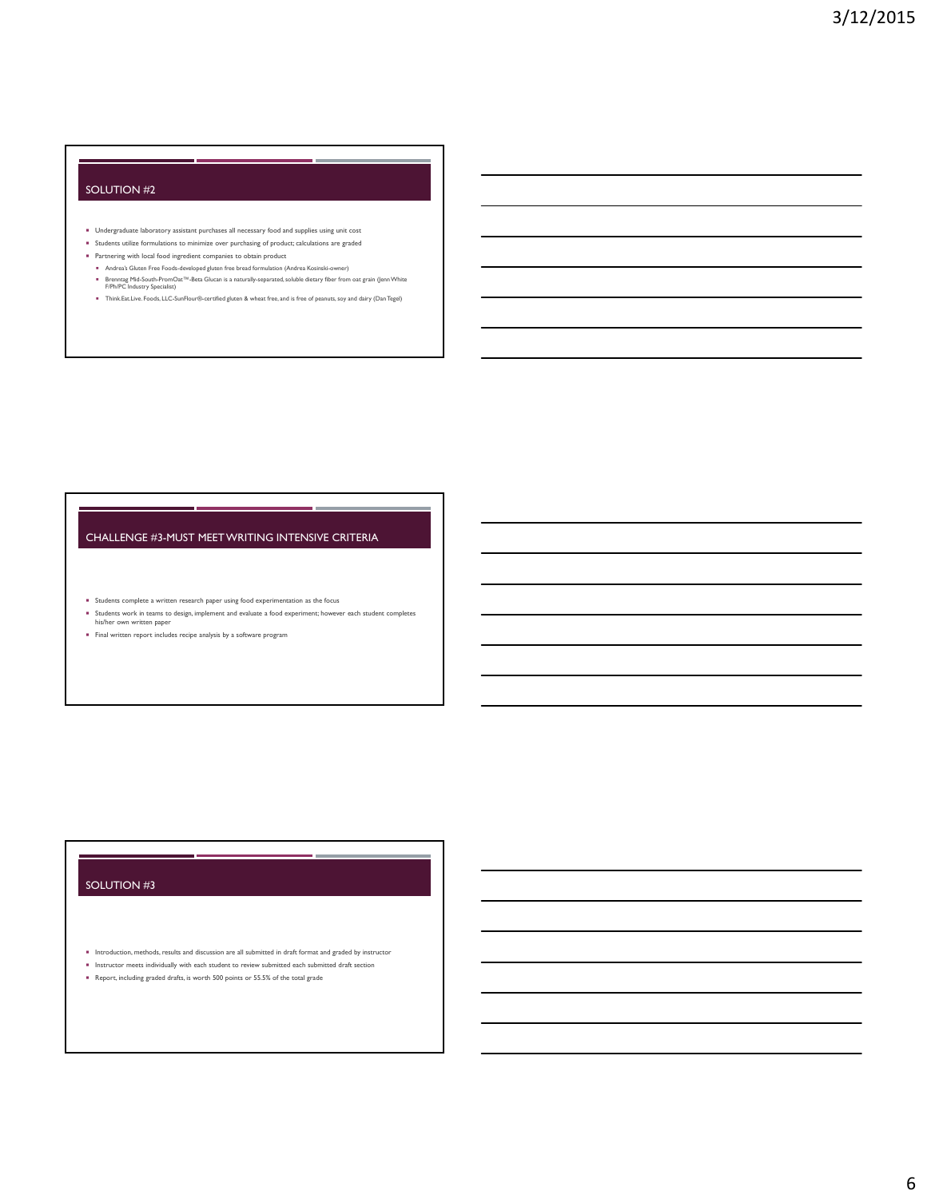## SOLUTION #2

- Undergraduate laboratory assistant purchases all necessary food and supplies using unit cost
- Students utilize formulations to minimize over purchasing of product; calculations are graded
- Partnering with local food ingredient companies to obtain product
  - Andrea's Gluten Free Foods-developed gluten free bread formulation (Andrea Kosinski-owner)
  - Brenntag Mid-South-PromOat™-Beta Glucan is a naturally-separated, soluble dietary fiber from oat grain (Jenn White F/Ph/PC Industry Specialist)
  - Think.Eat.Live. Foods, LLC-SunFlour®-certified gluten & wheat free, and is free of peanuts, soy and dairy (Dan Tegel)

## CHALLENGE #3-MUST MEET WRITING INTENSIVE CRITERIA

- Students complete a written research paper using food experimentation as the focus
- Students work in teams to design, implement and evaluate a food experiment; however each student completes his/her own written paper
- Final written report includes recipe analysis by a software program

## SOLUTION #3

- Introduction, methods, results and discussion are all submitted in draft format and graded by instructor
- Instructor meets individually with each student to review submitted each submitted draft section
- Report, including graded drafts, is worth 500 points or 55.5% of the total grade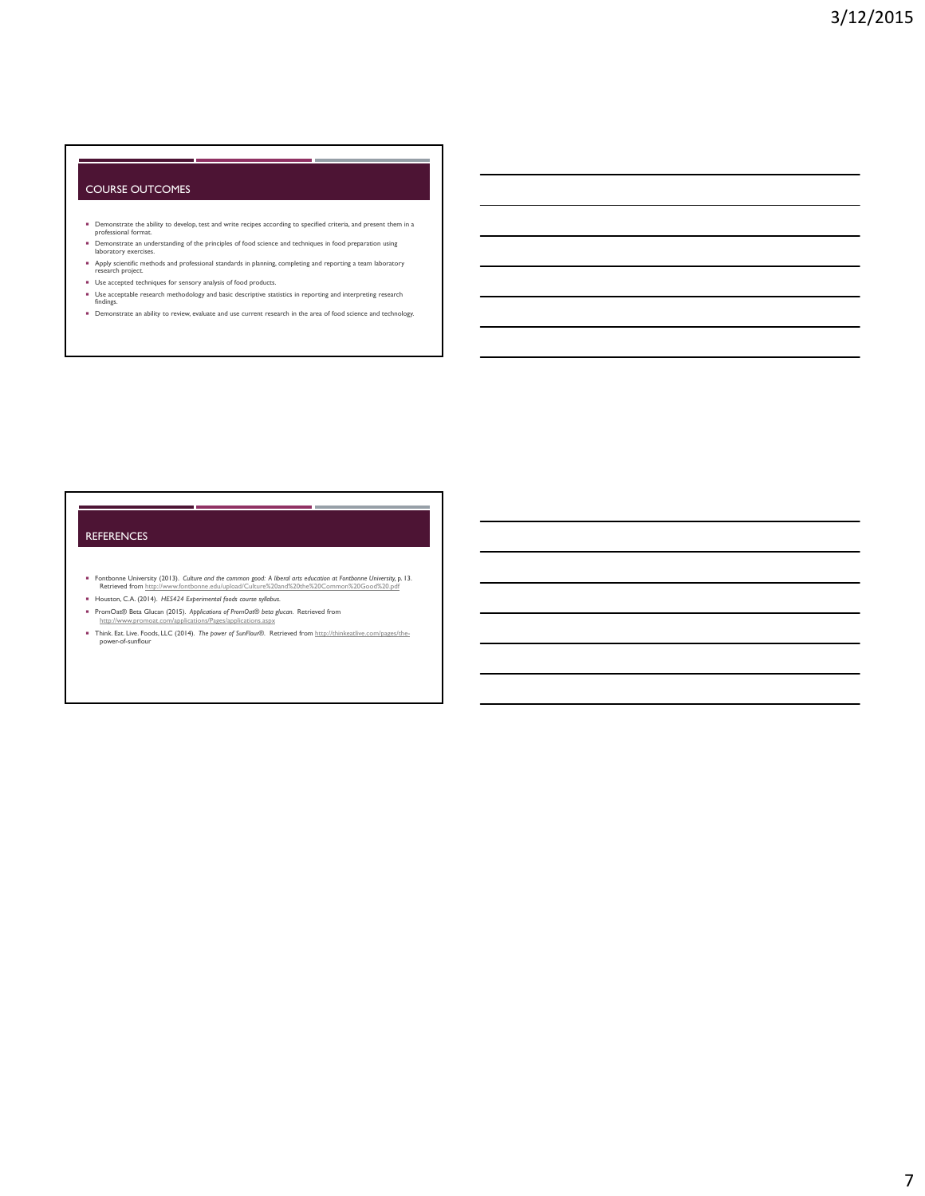## COURSE OUTCOMES

- Demonstrate the ability to develop, test and write recipes according to specified criteria, and present them in a professional format.
- Demonstrate an understanding of the principles of food science and techniques in food preparation using laboratory exercises.
- Apply scientific methods and professional standards in planning, completing and reporting a team laboratory research project.
- Use accepted techniques for sensory analysis of food products.
- Use acceptable research methodology and basic descriptive statistics in reporting and interpreting research findings.
- Demonstrate an ability to review, evaluate and use current research in the area of food science and technology.

## REFERENCES

- Fontbonne University (2013). *Culture and the common good: A liberal arts education at Fontbonne University*, p. 13. Retrieved from http://www.fontbonne.edu/upload/Culture%20and%20the%20Common%20Good%20.pdf
- Houston, C.A. (2014). *HES424 Experimental foods course syllabus.*
- PromOat® Beta Glucan (2015). *Applications of PromOat® beta glucan.* Retrieved from http://www.promoat.com/applications/Pages/applications.aspx
- Think. Eat. Live. Foods, LLC (2014). *The power of SunFlour®.* Retrieved from http://thinkeatlive.com/pages/the-power-of-sunflour